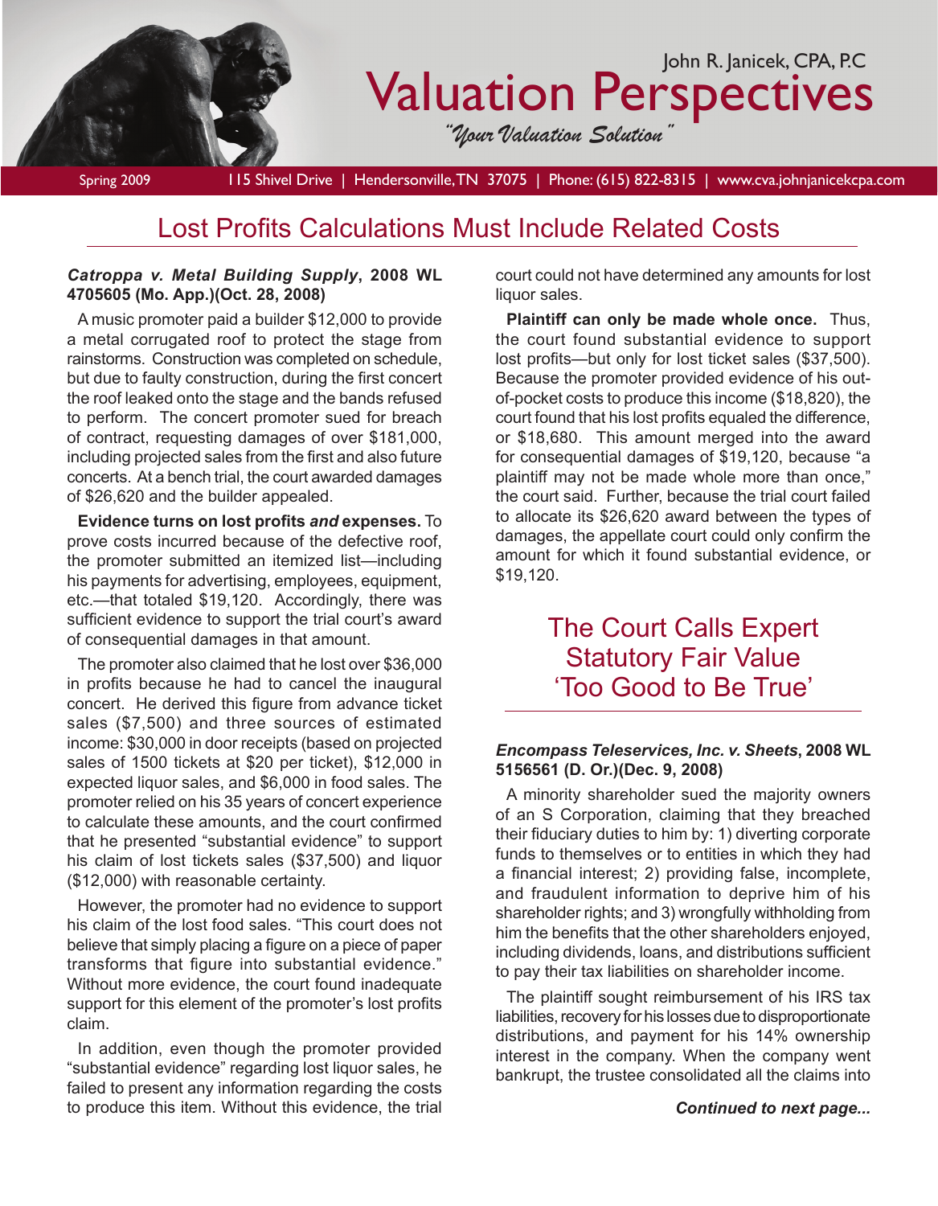John R. Janicek, CPA, P.C

# Valuation Perspectives

*"Your Valuation Solution"*

Spring 2009 | 115 Shivel Drive | Hendersonville, TN 37075 | Phone: (615) 822-8315 | www.cva.johnjanicekcpa.com

## Lost Profits Calculations Must Include Related Costs

***Catroppa v. Metal Building Supply*, 2008 WL 4705605 (Mo. App.)(Oct. 28, 2008)**

A music promoter paid a builder $12,000 to provide a metal corrugated roof to protect the stage from rainstorms. Construction was completed on schedule, but due to faulty construction, during the first concert the roof leaked onto the stage and the bands refused to perform. The concert promoter sued for breach of contract, requesting damages of over $181,000, including projected sales from the first and also future concerts. At a bench trial, the court awarded damages of $26,620 and the builder appealed.

**Evidence turns on lost profits *and* expenses.** To prove costs incurred because of the defective roof, the promoter submitted an itemized list—including his payments for advertising, employees, equipment, etc.—that totaled $19,120. Accordingly, there was sufficient evidence to support the trial court's award of consequential damages in that amount.

The promoter also claimed that he lost over $36,000 in profits because he had to cancel the inaugural concert. He derived this figure from advance ticket sales ($7,500) and three sources of estimated income: $30,000 in door receipts (based on projected sales of 1500 tickets at $20 per ticket), $12,000 in expected liquor sales, and $6,000 in food sales. The promoter relied on his 35 years of concert experience to calculate these amounts, and the court confirmed that he presented "substantial evidence" to support his claim of lost tickets sales ($37,500) and liquor ($12,000) with reasonable certainty.

However, the promoter had no evidence to support his claim of the lost food sales. "This court does not believe that simply placing a figure on a piece of paper transforms that figure into substantial evidence." Without more evidence, the court found inadequate support for this element of the promoter's lost profits claim.

In addition, even though the promoter provided "substantial evidence" regarding lost liquor sales, he failed to present any information regarding the costs to produce this item. Without this evidence, the trial court could not have determined any amounts for lost liquor sales.

**Plaintiff can only be made whole once.** Thus, the court found substantial evidence to support lost profits—but only for lost ticket sales ($37,500). Because the promoter provided evidence of his out-of-pocket costs to produce this income ($18,820), the court found that his lost profits equaled the difference, or $18,680. This amount merged into the award for consequential damages of $19,120, because "a plaintiff may not be made whole more than once," the court said. Further, because the trial court failed to allocate its $26,620 award between the types of damages, the appellate court could only confirm the amount for which it found substantial evidence, or $19,120.

## The Court Calls Expert Statutory Fair Value 'Too Good to Be True'

***Encompass Teleservices, Inc. v. Sheets*, 2008 WL 5156561 (D. Or.)(Dec. 9, 2008)**

A minority shareholder sued the majority owners of an S Corporation, claiming that they breached their fiduciary duties to him by: 1) diverting corporate funds to themselves or to entities in which they had a financial interest; 2) providing false, incomplete, and fraudulent information to deprive him of his shareholder rights; and 3) wrongfully withholding from him the benefits that the other shareholders enjoyed, including dividends, loans, and distributions sufficient to pay their tax liabilities on shareholder income.

The plaintiff sought reimbursement of his IRS tax liabilities, recovery for his losses due to disproportionate distributions, and payment for his 14% ownership interest in the company. When the company went bankrupt, the trustee consolidated all the claims into

***Continued to next page...***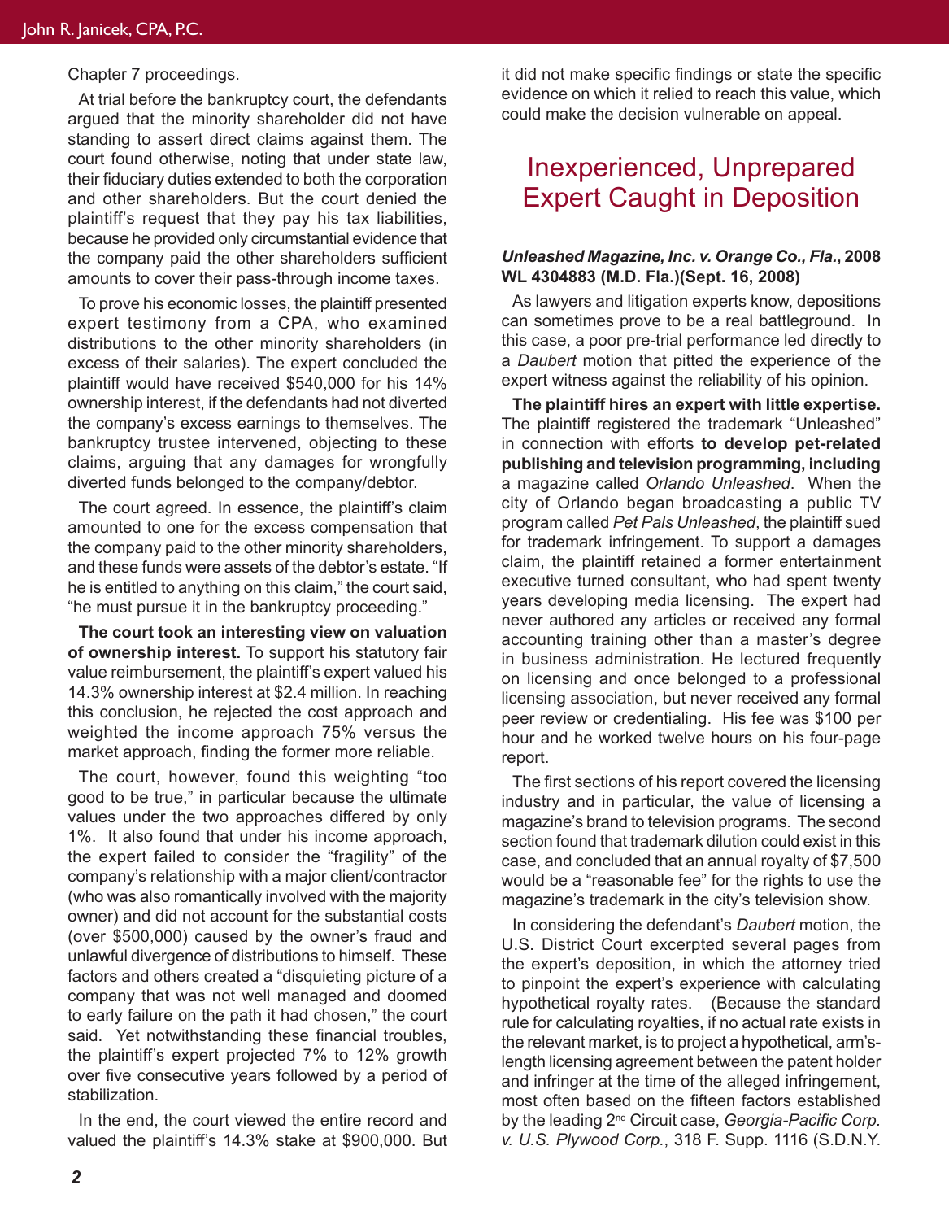Chapter 7 proceedings.

At trial before the bankruptcy court, the defendants argued that the minority shareholder did not have standing to assert direct claims against them. The court found otherwise, noting that under state law, their fiduciary duties extended to both the corporation and other shareholders. But the court denied the plaintiff's request that they pay his tax liabilities, because he provided only circumstantial evidence that the company paid the other shareholders sufficient amounts to cover their pass-through income taxes.

To prove his economic losses, the plaintiff presented expert testimony from a CPA, who examined distributions to the other minority shareholders (in excess of their salaries). The expert concluded the plaintiff would have received $540,000 for his 14% ownership interest, if the defendants had not diverted the company's excess earnings to themselves. The bankruptcy trustee intervened, objecting to these claims, arguing that any damages for wrongfully diverted funds belonged to the company/debtor.

The court agreed. In essence, the plaintiff's claim amounted to one for the excess compensation that the company paid to the other minority shareholders, and these funds were assets of the debtor's estate. "If he is entitled to anything on this claim," the court said, "he must pursue it in the bankruptcy proceeding."

**The court took an interesting view on valuation of ownership interest.** To support his statutory fair value reimbursement, the plaintiff's expert valued his 14.3% ownership interest at $2.4 million. In reaching this conclusion, he rejected the cost approach and weighted the income approach 75% versus the market approach, finding the former more reliable.

The court, however, found this weighting "too good to be true," in particular because the ultimate values under the two approaches differed by only 1%. It also found that under his income approach, the expert failed to consider the "fragility" of the company's relationship with a major client/contractor (who was also romantically involved with the majority owner) and did not account for the substantial costs (over $500,000) caused by the owner's fraud and unlawful divergence of distributions to himself. These factors and others created a "disquieting picture of a company that was not well managed and doomed to early failure on the path it had chosen," the court said. Yet notwithstanding these financial troubles, the plaintiff's expert projected 7% to 12% growth over five consecutive years followed by a period of stabilization.

In the end, the court viewed the entire record and valued the plaintiff's 14.3% stake at $900,000. But it did not make specific findings or state the specific evidence on which it relied to reach this value, which could make the decision vulnerable on appeal.

## Inexperienced, Unprepared Expert Caught in Deposition

***Unleashed Magazine, Inc. v. Orange Co., Fla.*, 2008 WL 4304883 (M.D. Fla.)(Sept. 16, 2008)**

As lawyers and litigation experts know, depositions can sometimes prove to be a real battleground. In this case, a poor pre-trial performance led directly to a *Daubert* motion that pitted the experience of the expert witness against the reliability of his opinion.

**The plaintiff hires an expert with little expertise.** The plaintiff registered the trademark "Unleashed" in connection with efforts **to develop pet-related publishing and television programming, including** a magazine called *Orlando Unleashed*. When the city of Orlando began broadcasting a public TV program called *Pet Pals Unleashed*, the plaintiff sued for trademark infringement. To support a damages claim, the plaintiff retained a former entertainment executive turned consultant, who had spent twenty years developing media licensing. The expert had never authored any articles or received any formal accounting training other than a master's degree in business administration. He lectured frequently on licensing and once belonged to a professional licensing association, but never received any formal peer review or credentialing. His fee was $100 per hour and he worked twelve hours on his four-page report.

The first sections of his report covered the licensing industry and in particular, the value of licensing a magazine's brand to television programs. The second section found that trademark dilution could exist in this case, and concluded that an annual royalty of $7,500 would be a "reasonable fee" for the rights to use the magazine's trademark in the city's television show.

In considering the defendant's *Daubert* motion, the U.S. District Court excerpted several pages from the expert's deposition, in which the attorney tried to pinpoint the expert's experience with calculating hypothetical royalty rates. (Because the standard rule for calculating royalties, if no actual rate exists in the relevant market, is to project a hypothetical, arm's-length licensing agreement between the patent holder and infringer at the time of the alleged infringement, most often based on the fifteen factors established by the leading 2nd Circuit case, *Georgia-Pacific Corp. v. U.S. Plywood Corp.*, 318 F. Supp. 1116 (S.D.N.Y.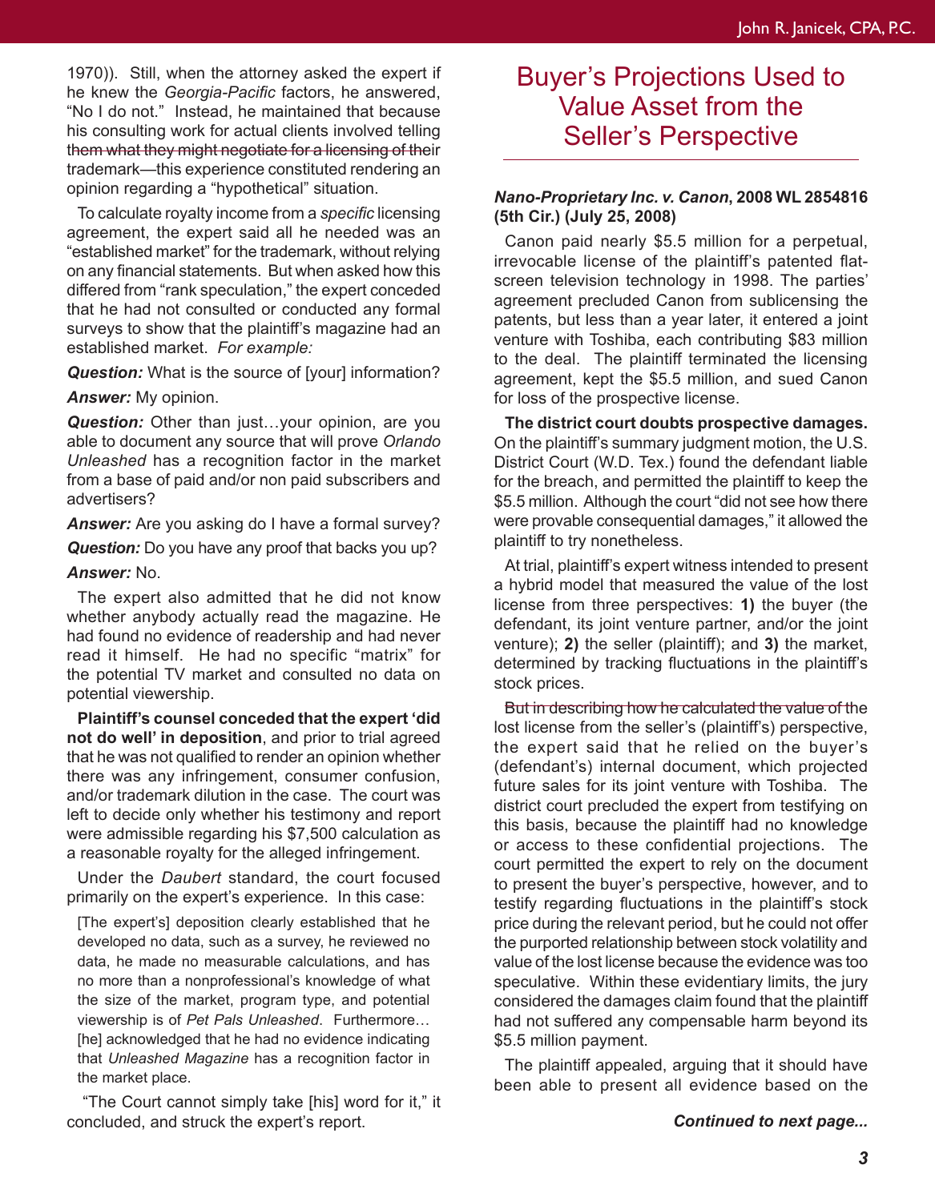1970)). Still, when the attorney asked the expert if he knew the *Georgia-Pacific* factors, he answered, "No I do not." Instead, he maintained that because his consulting work for actual clients involved telling them what they might negotiate for a licensing of their trademark—this experience constituted rendering an opinion regarding a "hypothetical" situation.

To calculate royalty income from a *specific* licensing agreement, the expert said all he needed was an "established market" for the trademark, without relying on any financial statements. But when asked how this differed from "rank speculation," the expert conceded that he had not consulted or conducted any formal surveys to show that the plaintiff's magazine had an established market. *For example:*

***Question:*** What is the source of [your] information?

***Answer:*** My opinion.

***Question:*** Other than just…your opinion, are you able to document any source that will prove *Orlando Unleashed* has a recognition factor in the market from a base of paid and/or non paid subscribers and advertisers?

***Answer:*** Are you asking do I have a formal survey?

***Question:*** Do you have any proof that backs you up?

***Answer:*** No.

The expert also admitted that he did not know whether anybody actually read the magazine. He had found no evidence of readership and had never read it himself. He had no specific "matrix" for the potential TV market and consulted no data on potential viewership.

**Plaintiff's counsel conceded that the expert 'did not do well' in deposition**, and prior to trial agreed that he was not qualified to render an opinion whether there was any infringement, consumer confusion, and/or trademark dilution in the case. The court was left to decide only whether his testimony and report were admissible regarding his $7,500 calculation as a reasonable royalty for the alleged infringement.

Under the *Daubert* standard, the court focused primarily on the expert's experience. In this case:

> [The expert's] deposition clearly established that he developed no data, such as a survey, he reviewed no data, he made no measurable calculations, and has no more than a nonprofessional's knowledge of what the size of the market, program type, and potential viewership is of *Pet Pals Unleashed*. Furthermore…[he] acknowledged that he had no evidence indicating that *Unleashed Magazine* has a recognition factor in the market place.

"The Court cannot simply take [his] word for it," it concluded, and struck the expert's report.

## Buyer's Projections Used to Value Asset from the Seller's Perspective

***Nano-Proprietary Inc. v. Canon*, 2008 WL 2854816 (5th Cir.) (July 25, 2008)**

Canon paid nearly $5.5 million for a perpetual, irrevocable license of the plaintiff's patented flat-screen television technology in 1998. The parties' agreement precluded Canon from sublicensing the patents, but less than a year later, it entered a joint venture with Toshiba, each contributing $83 million to the deal. The plaintiff terminated the licensing agreement, kept the $5.5 million, and sued Canon for loss of the prospective license.

**The district court doubts prospective damages.** On the plaintiff's summary judgment motion, the U.S. District Court (W.D. Tex.) found the defendant liable for the breach, and permitted the plaintiff to keep the $5.5 million. Although the court "did not see how there were provable consequential damages," it allowed the plaintiff to try nonetheless.

At trial, plaintiff's expert witness intended to present a hybrid model that measured the value of the lost license from three perspectives: **1)** the buyer (the defendant, its joint venture partner, and/or the joint venture); **2)** the seller (plaintiff); and **3)** the market, determined by tracking fluctuations in the plaintiff's stock prices.

But in describing how he calculated the value of the lost license from the seller's (plaintiff's) perspective, the expert said that he relied on the buyer's (defendant's) internal document, which projected future sales for its joint venture with Toshiba. The district court precluded the expert from testifying on this basis, because the plaintiff had no knowledge or access to these confidential projections. The court permitted the expert to rely on the document to present the buyer's perspective, however, and to testify regarding fluctuations in the plaintiff's stock price during the relevant period, but he could not offer the purported relationship between stock volatility and value of the lost license because the evidence was too speculative. Within these evidentiary limits, the jury considered the damages claim found that the plaintiff had not suffered any compensable harm beyond its $5.5 million payment.

The plaintiff appealed, arguing that it should have been able to present all evidence based on the

***Continued to next page...***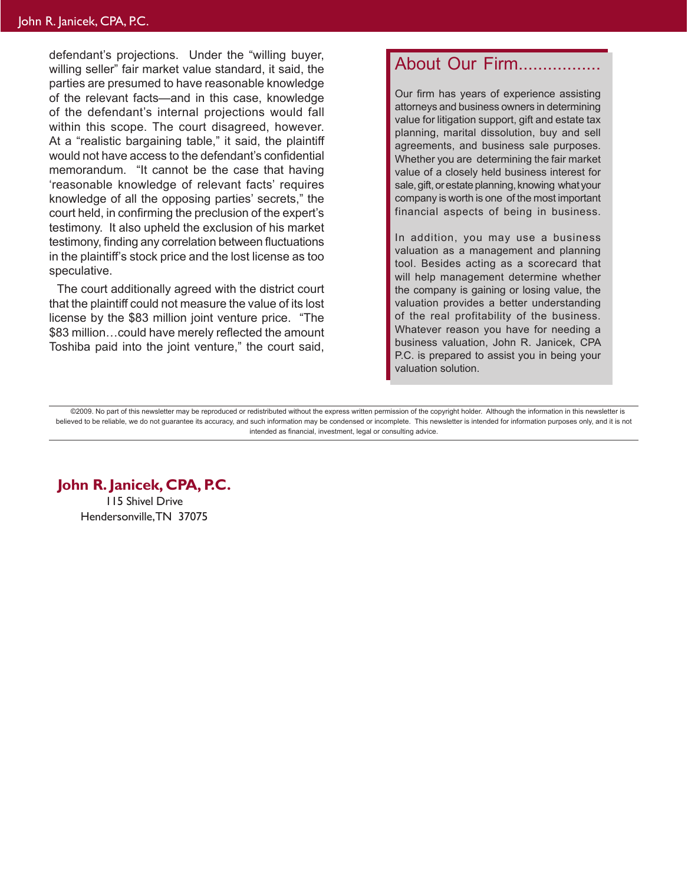defendant's projections. Under the "willing buyer, willing seller" fair market value standard, it said, the parties are presumed to have reasonable knowledge of the relevant facts—and in this case, knowledge of the defendant's internal projections would fall within this scope. The court disagreed, however. At a "realistic bargaining table," it said, the plaintiff would not have access to the defendant's confidential memorandum. "It cannot be the case that having 'reasonable knowledge of relevant facts' requires knowledge of all the opposing parties' secrets," the court held, in confirming the preclusion of the expert's testimony. It also upheld the exclusion of his market testimony, finding any correlation between fluctuations in the plaintiff's stock price and the lost license as too speculative.

The court additionally agreed with the district court that the plaintiff could not measure the value of its lost license by the $83 million joint venture price. "The $83 million…could have merely reflected the amount Toshiba paid into the joint venture," the court said,

## About Our Firm.................

Our firm has years of experience assisting attorneys and business owners in determining value for litigation support, gift and estate tax planning, marital dissolution, buy and sell agreements, and business sale purposes. Whether you are determining the fair market value of a closely held business interest for sale, gift, or estate planning, knowing what your company is worth is one of the most important financial aspects of being in business.

In addition, you may use a business valuation as a management and planning tool. Besides acting as a scorecard that will help management determine whether the company is gaining or losing value, the valuation provides a better understanding of the real profitability of the business. Whatever reason you have for needing a business valuation, John R. Janicek, CPA P.C. is prepared to assist you in being your valuation solution.

---

©2009. No part of this newsletter may be reproduced or redistributed without the express written permission of the copyright holder. Although the information in this newsletter is believed to be reliable, we do not guarantee its accuracy, and such information may be condensed or incomplete. This newsletter is intended for information purposes only, and it is not intended as financial, investment, legal or consulting advice.

---

**John R. Janicek, CPA, P.C.**
115 Shivel Drive
Hendersonville, TN 37075